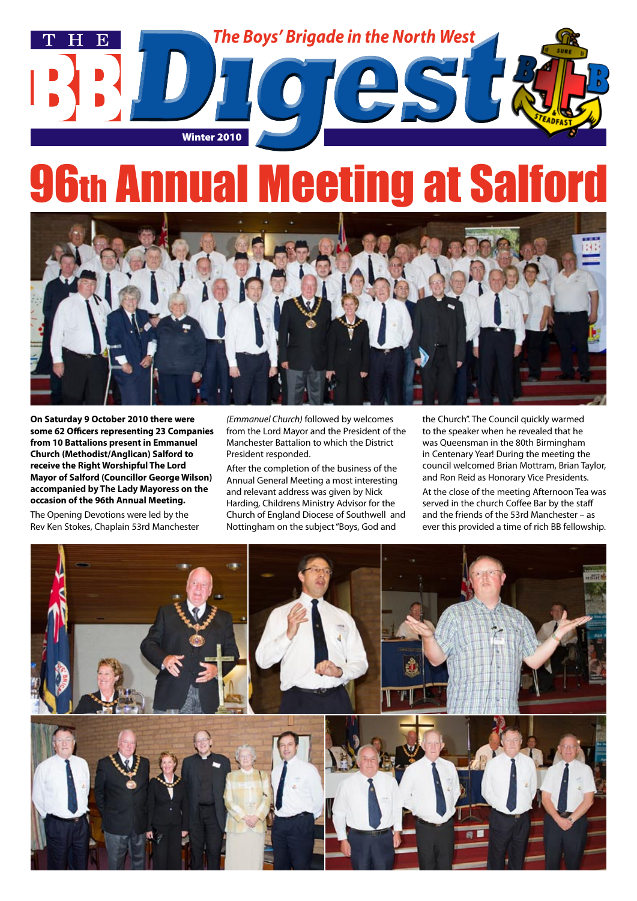# THE BB Digest

The Boys' Brigade in the North West

Winter 2010

# 96th Annual Meeting at Salford

**On Saturday 9 October 2010 there were some 62 Officers representing 23 Companies from 10 Battalions present in Emmanuel Church (Methodist/Anglican) Salford to receive the Right Worshipful The Lord Mayor of Salford (Councillor George Wilson) accompanied by The Lady Mayoress on the occasion of the 96th Annual Meeting.**

The Opening Devotions were led by the Rev Ken Stokes, Chaplain 53rd Manchester *(Emmanuel Church)* followed by welcomes from the Lord Mayor and the President of the Manchester Battalion to which the District President responded.

After the completion of the business of the Annual General Meeting a most interesting and relevant address was given by Nick Harding, Childrens Ministry Advisor for the Church of England Diocese of Southwell and Nottingham on the subject "Boys, God and the Church". The Council quickly warmed to the speaker when he revealed that he was Queensman in the 80th Birmingham in Centenary Year! During the meeting the council welcomed Brian Mottram, Brian Taylor, and Ron Reid as Honorary Vice Presidents.

At the close of the meeting Afternoon Tea was served in the church Coffee Bar by the staff and the friends of the 53rd Manchester – as ever this provided a time of rich BB fellowship.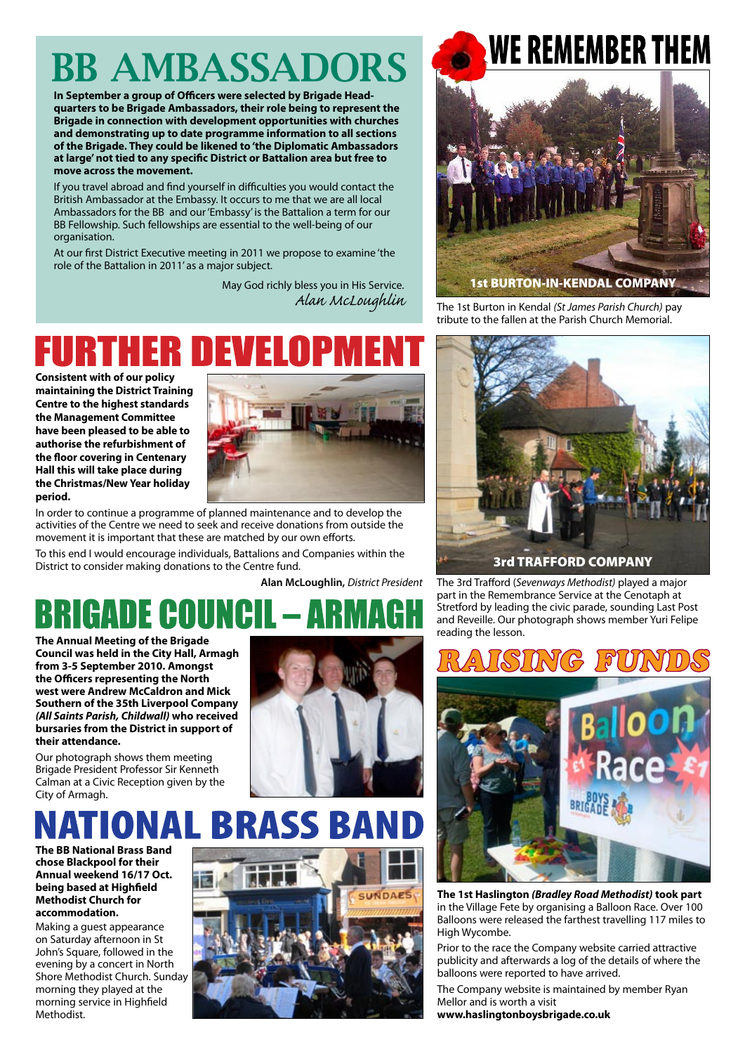# BB AMBASSADORS

**In September a group of Officers were selected by Brigade Headquarters to be Brigade Ambassadors, their role being to represent the Brigade in connection with development opportunities with churches and demonstrating up to date programme information to all sections of the Brigade. They could be likened to 'the Diplomatic Ambassadors at large' not tied to any specific District or Battalion area but free to move across the movement.**

If you travel abroad and find yourself in difficulties you would contact the British Ambassador at the Embassy. It occurs to me that we are all local Ambassadors for the BB and our 'Embassy' is the Battalion a term for our BB Fellowship. Such fellowships are essential to the well-being of our organisation.

At our first District Executive meeting in 2011 we propose to examine 'the role of the Battalion in 2011' as a major subject.

May God richly bless you in His Service.
*Alan McLoughlin*

# FURTHER DEVELOPMENT

**Consistent with of our policy maintaining the District Training Centre to the highest standards the Management Committee have been pleased to be able to authorise the refurbishment of the floor covering in Centenary Hall this will take place during the Christmas/New Year holiday period.**

In order to continue a programme of planned maintenance and to develop the activities of the Centre we need to seek and receive donations from outside the movement it is important that these are matched by our own efforts.

To this end I would encourage individuals, Battalions and Companies within the District to consider making donations to the Centre fund.

**Alan McLoughlin,** *District President*

# BRIGADE COUNCIL – ARMAGH

**The Annual Meeting of the Brigade Council was held in the City Hall, Armagh from 3-5 September 2010. Amongst the Officers representing the North west were Andrew McCaldron and Mick Southern of the 35th Liverpool Company *(All Saints Parish, Childwall)* who received bursaries from the District in support of their attendance.**

Our photograph shows them meeting Brigade President Professor Sir Kenneth Calman at a Civic Reception given by the City of Armagh.

# NATIONAL BRASS BAND

**The BB National Brass Band chose Blackpool for their Annual weekend 16/17 Oct. being based at Highfield Methodist Church for accommodation.**

Making a guest appearance on Saturday afternoon in St John's Square, followed in the evening by a concert in North Shore Methodist Church. Sunday morning they played at the morning service in Highfield Methodist.

# WE REMEMBER THEM

1st BURTON-IN-KENDAL COMPANY

The 1st Burton in Kendal *(St James Parish Church)* pay tribute to the fallen at the Parish Church Memorial.

3rd TRAFFORD COMPANY

The 3rd Trafford (*Sevenways Methodist)* played a major part in the Remembrance Service at the Cenotaph at Stretford by leading the civic parade, sounding Last Post and Reveille. Our photograph shows member Yuri Felipe reading the lesson.

# RAISING FUNDS

**The 1st Haslington *(Bradley Road Methodist)* took part** in the Village Fete by organising a Balloon Race. Over 100 Balloons were released the farthest travelling 117 miles to High Wycombe.

Prior to the race the Company website carried attractive publicity and afterwards a log of the details of where the balloons were reported to have arrived.

The Company website is maintained by member Ryan Mellor and is worth a visit
**www.haslingtonboysbrigade.co.uk**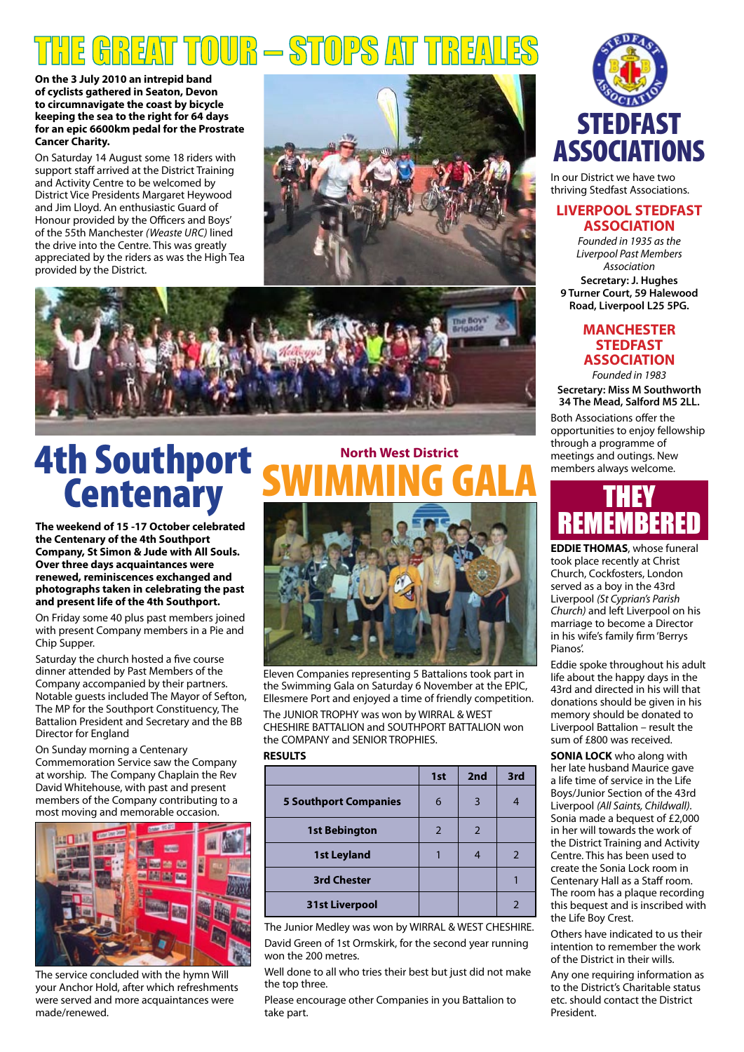# THE GREAT TOUR – STOPS AT TREALES

**On the 3 July 2010 an intrepid band of cyclists gathered in Seaton, Devon to circumnavigate the coast by bicycle keeping the sea to the right for 64 days for an epic 6600km pedal for the Prostrate Cancer Charity.**

On Saturday 14 August some 18 riders with support staff arrived at the District Training and Activity Centre to be welcomed by District Vice Presidents Margaret Heywood and Jim Lloyd. An enthusiastic Guard of Honour provided by the Officers and Boys' of the 55th Manchester *(Weaste URC)* lined the drive into the Centre. This was greatly appreciated by the riders as was the High Tea provided by the District.

# 4th Southport Centenary

**The weekend of 15 -17 October celebrated the Centenary of the 4th Southport Company, St Simon & Jude with All Souls. Over three days acquaintances were renewed, reminiscences exchanged and photographs taken in celebrating the past and present life of the 4th Southport.**

On Friday some 40 plus past members joined with present Company members in a Pie and Chip Supper.

Saturday the church hosted a five course dinner attended by Past Members of the Company accompanied by their partners. Notable guests included The Mayor of Sefton, The MP for the Southport Constituency, The Battalion President and Secretary and the BB Director for England

On Sunday morning a Centenary Commemoration Service saw the Company at worship. The Company Chaplain the Rev David Whitehouse, with past and present members of the Company contributing to a most moving and memorable occasion.

The service concluded with the hymn Will your Anchor Hold, after which refreshments were served and more acquaintances were made/renewed.

## North West District
# SWIMMING GALA

Eleven Companies representing 5 Battalions took part in the Swimming Gala on Saturday 6 November at the EPIC, Ellesmere Port and enjoyed a time of friendly competition.

The JUNIOR TROPHY was won by WIRRAL & WEST CHESHIRE BATTALION and SOUTHPORT BATTALION won the COMPANY and SENIOR TROPHIES.

**RESULTS**

| | 1st | 2nd | 3rd |
|---|---|---|---|
| **5 Southport Companies** | 6 | 3 | 4 |
| **1st Bebington** | 2 | 2 | |
| **1st Leyland** | 1 | 4 | 2 |
| **3rd Chester** | | | 1 |
| **31st Liverpool** | | | 2 |

The Junior Medley was won by WIRRAL & WEST CHESHIRE.

David Green of 1st Ormskirk, for the second year running won the 200 metres.

Well done to all who tries their best but just did not make the top three.

Please encourage other Companies in you Battalion to take part.

# STEDFAST ASSOCIATIONS

In our District we have two thriving Stedfast Associations.

## LIVERPOOL STEDFAST ASSOCIATION

*Founded in 1935 as the Liverpool Past Members Association*

**Secretary: J. Hughes**
**9 Turner Court, 59 Halewood Road, Liverpool L25 5PG.**

## MANCHESTER STEDFAST ASSOCIATION

*Founded in 1983*

**Secretary: Miss M Southworth**
**34 The Mead, Salford M5 2LL.**

Both Associations offer the opportunities to enjoy fellowship through a programme of meetings and outings. New members always welcome.

# THEY REMEMBERED

**EDDIE THOMAS**, whose funeral took place recently at Christ Church, Cockfosters, London served as a boy in the 43rd Liverpool *(St Cyprian's Parish Church)* and left Liverpool on his marriage to become a Director in his wife's family firm 'Berrys Pianos'.

Eddie spoke throughout his adult life about the happy days in the 43rd and directed in his will that donations should be given in his memory should be donated to Liverpool Battalion – result the sum of £800 was received.

**SONIA LOCK** who along with her late husband Maurice gave a life time of service in the Life Boys/Junior Section of the 43rd Liverpool *(All Saints, Childwall)*. Sonia made a bequest of £2,000 in her will towards the work of the District Training and Activity Centre. This has been used to create the Sonia Lock room in Centenary Hall as a Staff room. The room has a plaque recording this bequest and is inscribed with the Life Boy Crest.

Others have indicated to us their intention to remember the work of the District in their wills.

Any one requiring information as to the District's Charitable status etc. should contact the District President.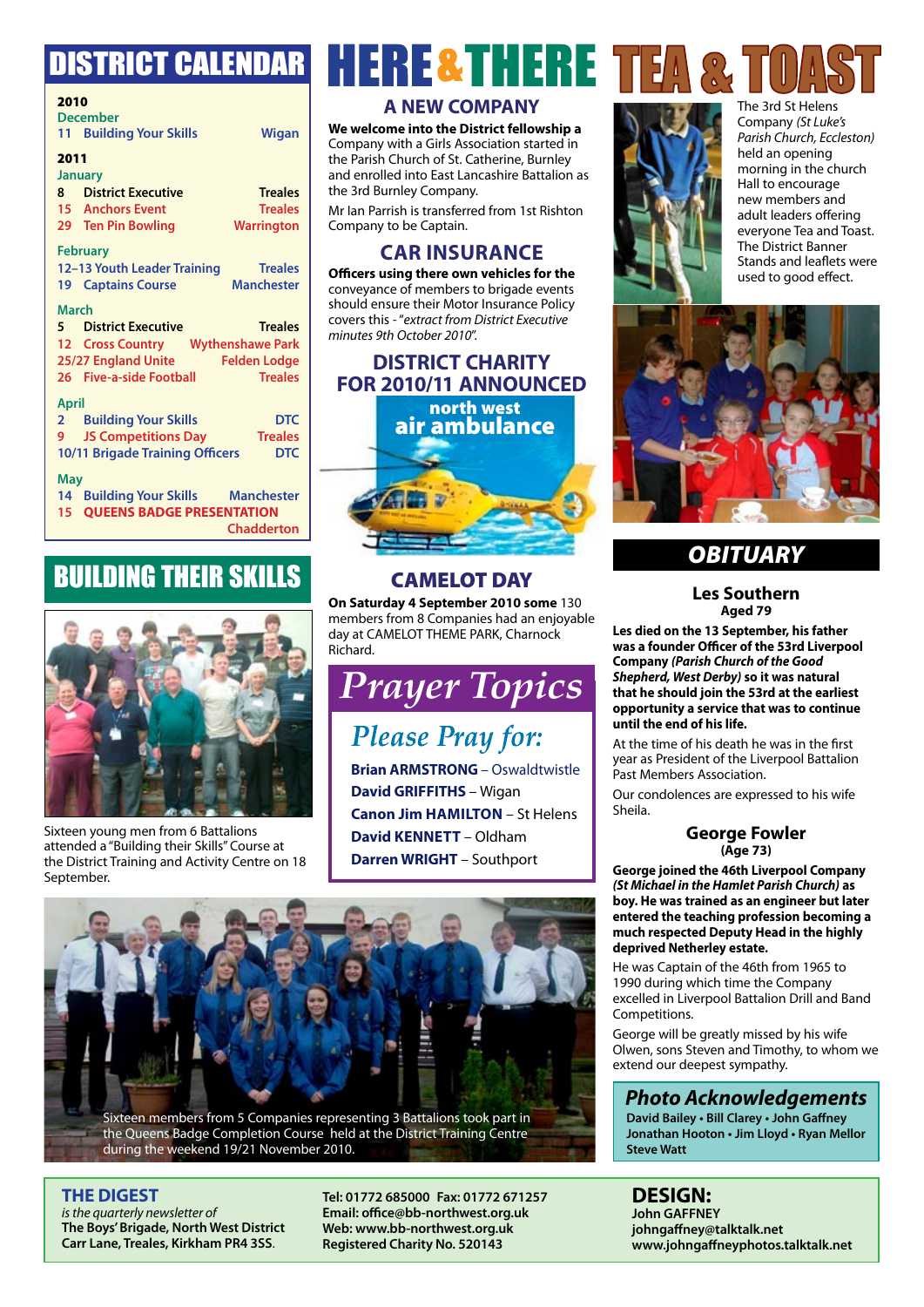# DISTRICT CALENDAR

**2010**

December

| | | |
|---|---|---|
| 11 | Building Your Skills | Wigan |

**2011**

January

| | | |
|---|---|---|
| 8 | District Executive | Treales |
| 15 | Anchors Event | Treales |
| 29 | Ten Pin Bowling | Warrington |

February

| | | |
|---|---|---|
| 12–13 | Youth Leader Training | Treales |
| 19 | Captains Course | Manchester |

March

| | | |
|---|---|---|
| 5 | District Executive | Treales |
| 12 | Cross Country | Wythenshawe Park |
| 25/27 | England Unite | Felden Lodge |
| 26 | Five-a-side Football | Treales |

April

| | | |
|---|---|---|
| 2 | Building Your Skills | DTC |
| 9 | JS Competitions Day | Treales |
| 10/11 | Brigade Training Officers | DTC |

May

| | | |
|---|---|---|
| 14 | Building Your Skills | Manchester |
| 15 | QUEENS BADGE PRESENTATION | Chadderton |

# BUILDING THEIR SKILLS

Sixteen young men from 6 Battalions attended a "Building their Skills" Course at the District Training and Activity Centre on 18 September.

# HERE & THERE

## A NEW COMPANY

**We welcome into the District fellowship a** Company with a Girls Association started in the Parish Church of St. Catherine, Burnley and enrolled into East Lancashire Battalion as the 3rd Burnley Company.

Mr Ian Parrish is transferred from 1st Rishton Company to be Captain.

## CAR INSURANCE

**Officers using there own vehicles for the** conveyance of members to brigade events should ensure their Motor Insurance Policy covers this - *"extract from District Executive minutes 9th October 2010".*

## DISTRICT CHARITY FOR 2010/11 ANNOUNCED

north west air ambulance

## CAMELOT DAY

**On Saturday 4 September 2010 some** 130 members from 8 Companies had an enjoyable day at CAMELOT THEME PARK, Charnock Richard.

## Prayer Topics

### Please Pray for:

**Brian ARMSTRONG** – Oswaldtwistle
**David GRIFFITHS** – Wigan
**Canon Jim HAMILTON** – St Helens
**David KENNETT** – Oldham
**Darren WRIGHT** – Southport

Sixteen members from 5 Companies representing 3 Battalions took part in the Queens Badge Completion Course held at the District Training Centre during the weekend 19/21 November 2010.

# TEA & TOAST

The 3rd St Helens Company *(St Luke's Parish Church, Eccleston)* held an opening morning in the church Hall to encourage new members and adult leaders offering everyone Tea and Toast. The District Banner Stands and leaflets were used to good effect.

# OBITUARY

## Les Southern

**Aged 79**

**Les died on the 13 September, his father was a founder Officer of the 53rd Liverpool Company *(Parish Church of the Good Shepherd, West Derby)* so it was natural that he should join the 53rd at the earliest opportunity a service that was to continue until the end of his life.**

At the time of his death he was in the first year as President of the Liverpool Battalion Past Members Association.

Our condolences are expressed to his wife Sheila.

## George Fowler

**(Age 73)**

**George joined the 46th Liverpool Company *(St Michael in the Hamlet Parish Church)* as boy. He was trained as an engineer but later entered the teaching profession becoming a much respected Deputy Head in the highly deprived Netherley estate.**

He was Captain of the 46th from 1965 to 1990 during which time the Company excelled in Liverpool Battalion Drill and Band Competitions.

George will be greatly missed by his wife Olwen, sons Steven and Timothy, to whom we extend our deepest sympathy.

## Photo Acknowledgements

**David Bailey • Bill Clarey • John Gaffney Jonathan Hooton • Jim Lloyd • Ryan Mellor Steve Watt**

**THE DIGEST**

*is the quarterly newsletter of*
**The Boys' Brigade, North West District Carr Lane, Treales, Kirkham PR4 3SS.**

**Tel: 01772 685000 Fax: 01772 671257**
**Email: office@bb-northwest.org.uk**
**Web: www.bb-northwest.org.uk**
**Registered Charity No. 520143**

**DESIGN:**
**John GAFFNEY**
**johngaffney@talktalk.net**
**www.johngaffneyphotos.talktalk.net**